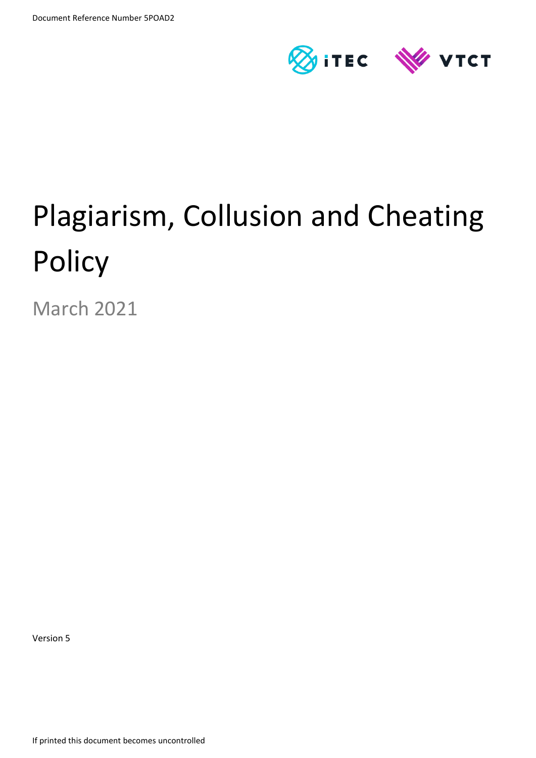Document Reference Number 5POAD2

# Plagiarism, Collusion and Cheating Policy

March 2021

Version 5

If printed this document becomes uncontrolled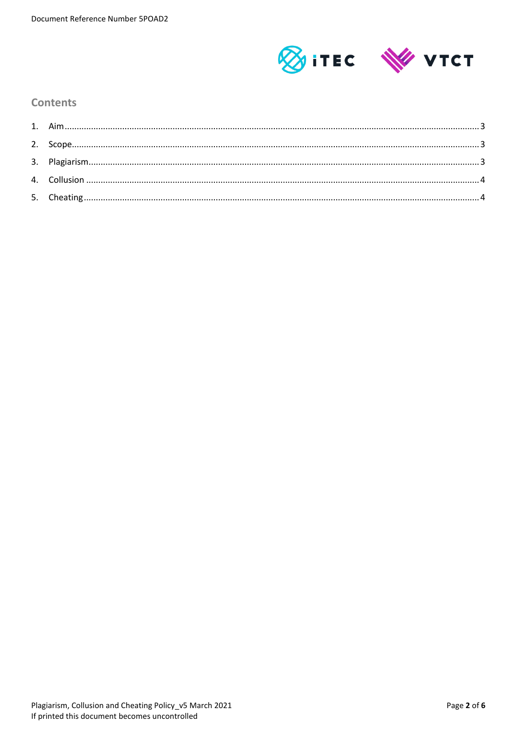## Contents

1. Aim ........................................ 3
2. Scope ........................................ 3
3. Plagiarism ........................................ 3
4. Collusion ........................................ 4
5. Cheating ........................................ 4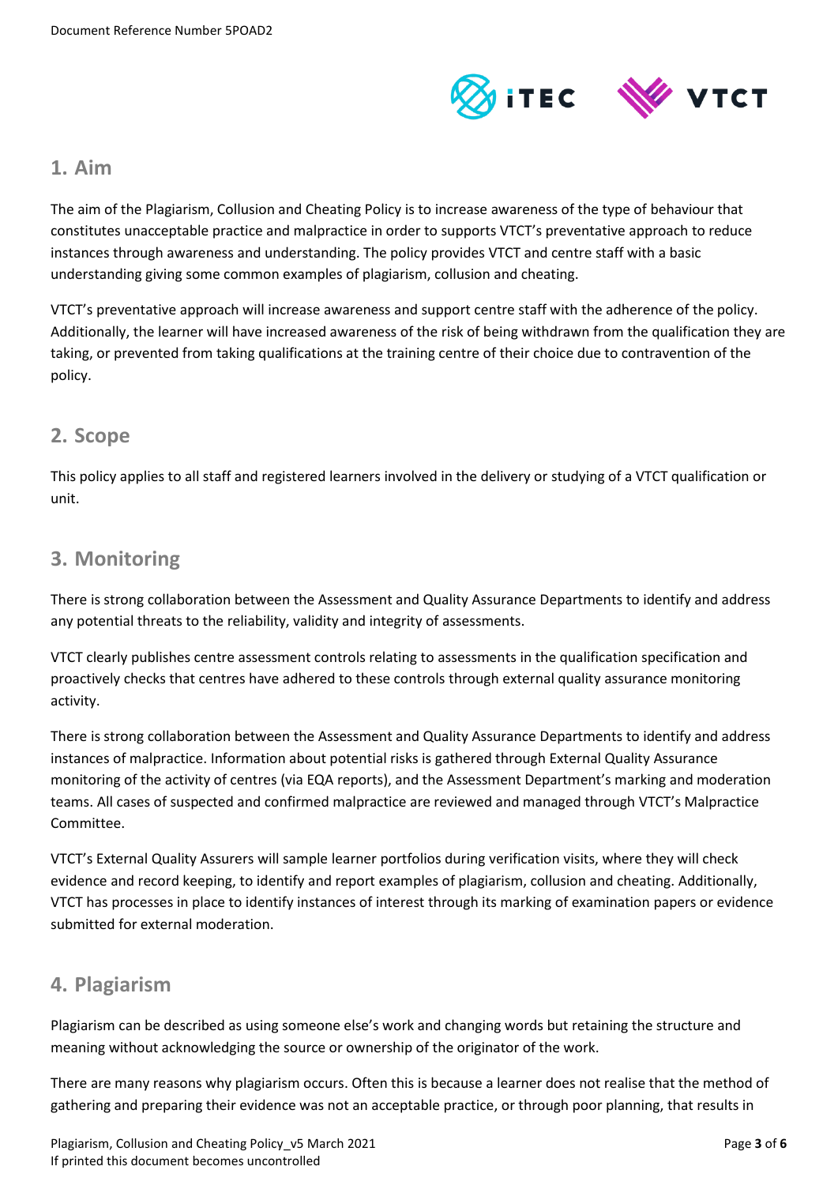## 1. Aim

The aim of the Plagiarism, Collusion and Cheating Policy is to increase awareness of the type of behaviour that constitutes unacceptable practice and malpractice in order to supports VTCT's preventative approach to reduce instances through awareness and understanding. The policy provides VTCT and centre staff with a basic understanding giving some common examples of plagiarism, collusion and cheating.

VTCT's preventative approach will increase awareness and support centre staff with the adherence of the policy. Additionally, the learner will have increased awareness of the risk of being withdrawn from the qualification they are taking, or prevented from taking qualifications at the training centre of their choice due to contravention of the policy.

## 2. Scope

This policy applies to all staff and registered learners involved in the delivery or studying of a VTCT qualification or unit.

## 3. Monitoring

There is strong collaboration between the Assessment and Quality Assurance Departments to identify and address any potential threats to the reliability, validity and integrity of assessments.

VTCT clearly publishes centre assessment controls relating to assessments in the qualification specification and proactively checks that centres have adhered to these controls through external quality assurance monitoring activity.

There is strong collaboration between the Assessment and Quality Assurance Departments to identify and address instances of malpractice. Information about potential risks is gathered through External Quality Assurance monitoring of the activity of centres (via EQA reports), and the Assessment Department's marking and moderation teams. All cases of suspected and confirmed malpractice are reviewed and managed through VTCT's Malpractice Committee.

VTCT's External Quality Assurers will sample learner portfolios during verification visits, where they will check evidence and record keeping, to identify and report examples of plagiarism, collusion and cheating. Additionally, VTCT has processes in place to identify instances of interest through its marking of examination papers or evidence submitted for external moderation.

## 4. Plagiarism

Plagiarism can be described as using someone else's work and changing words but retaining the structure and meaning without acknowledging the source or ownership of the originator of the work.

There are many reasons why plagiarism occurs. Often this is because a learner does not realise that the method of gathering and preparing their evidence was not an acceptable practice, or through poor planning, that results in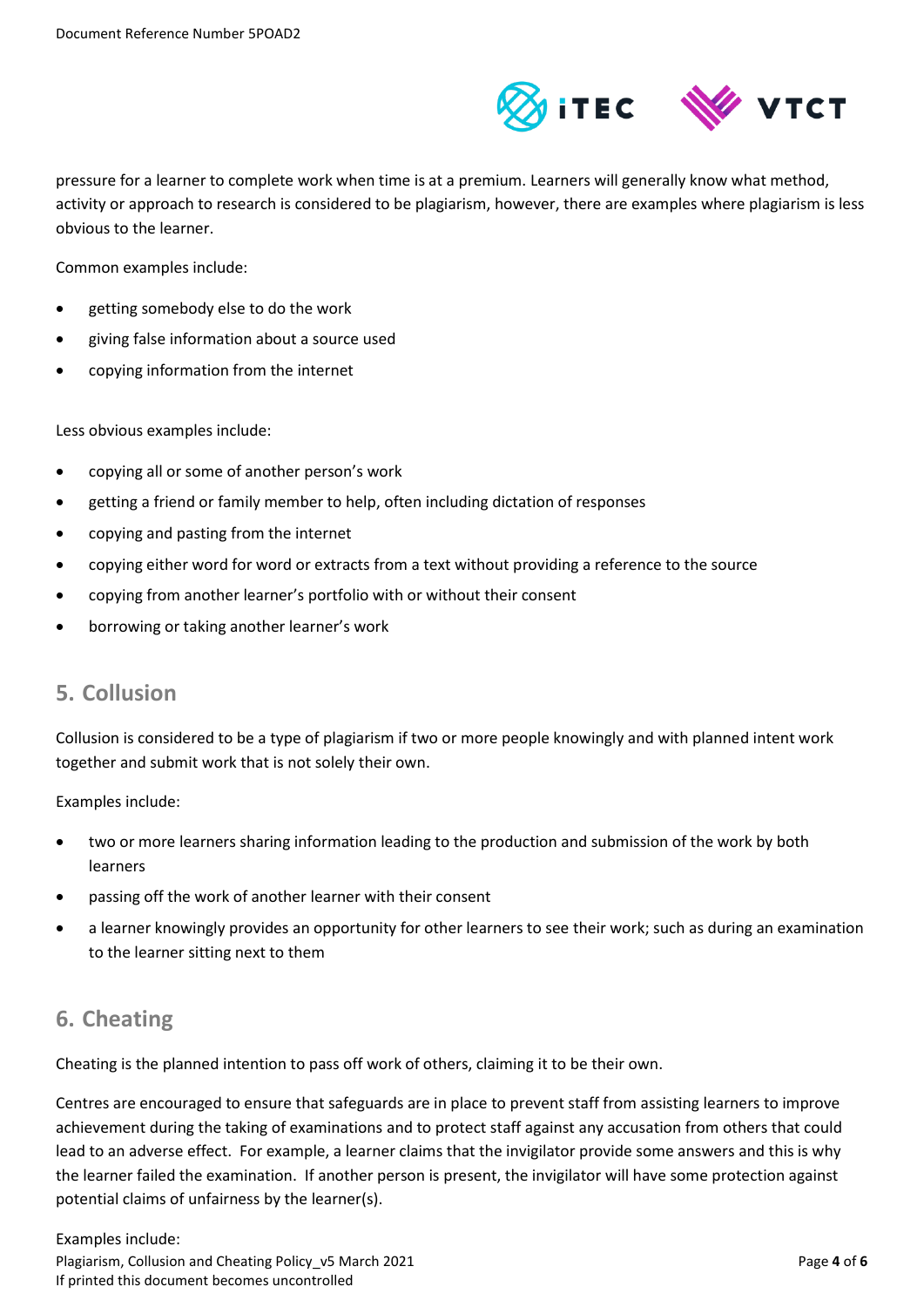pressure for a learner to complete work when time is at a premium. Learners will generally know what method, activity or approach to research is considered to be plagiarism, however, there are examples where plagiarism is less obvious to the learner.

Common examples include:

- getting somebody else to do the work
- giving false information about a source used
- copying information from the internet

Less obvious examples include:

- copying all or some of another person's work
- getting a friend or family member to help, often including dictation of responses
- copying and pasting from the internet
- copying either word for word or extracts from a text without providing a reference to the source
- copying from another learner's portfolio with or without their consent
- borrowing or taking another learner's work

## 5. Collusion

Collusion is considered to be a type of plagiarism if two or more people knowingly and with planned intent work together and submit work that is not solely their own.

Examples include:

- two or more learners sharing information leading to the production and submission of the work by both learners
- passing off the work of another learner with their consent
- a learner knowingly provides an opportunity for other learners to see their work; such as during an examination to the learner sitting next to them

## 6. Cheating

Cheating is the planned intention to pass off work of others, claiming it to be their own.

Centres are encouraged to ensure that safeguards are in place to prevent staff from assisting learners to improve achievement during the taking of examinations and to protect staff against any accusation from others that could lead to an adverse effect. For example, a learner claims that the invigilator provide some answers and this is why the learner failed the examination. If another person is present, the invigilator will have some protection against potential claims of unfairness by the learner(s).

Examples include: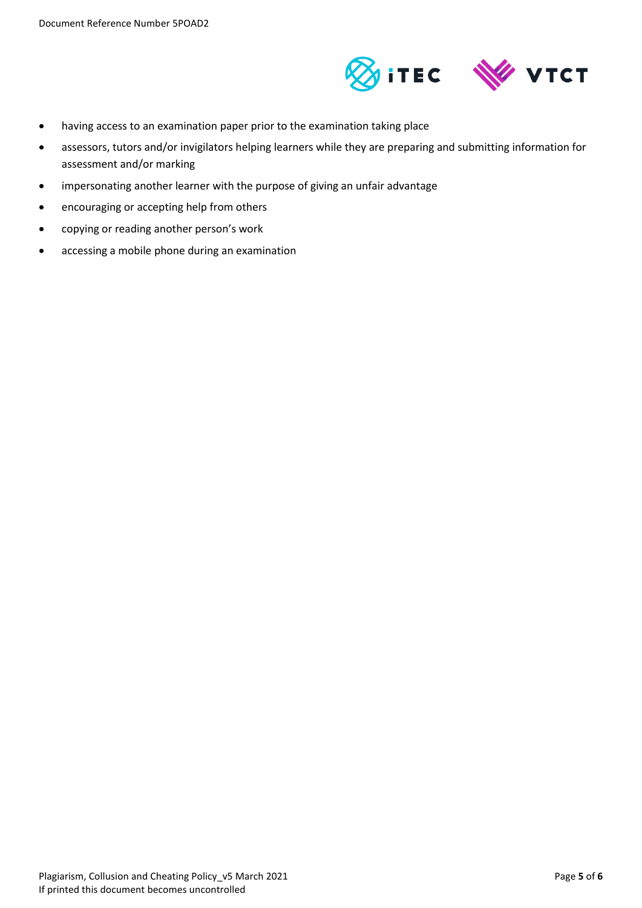- having access to an examination paper prior to the examination taking place
- assessors, tutors and/or invigilators helping learners while they are preparing and submitting information for assessment and/or marking
- impersonating another learner with the purpose of giving an unfair advantage
- encouraging or accepting help from others
- copying or reading another person's work
- accessing a mobile phone during an examination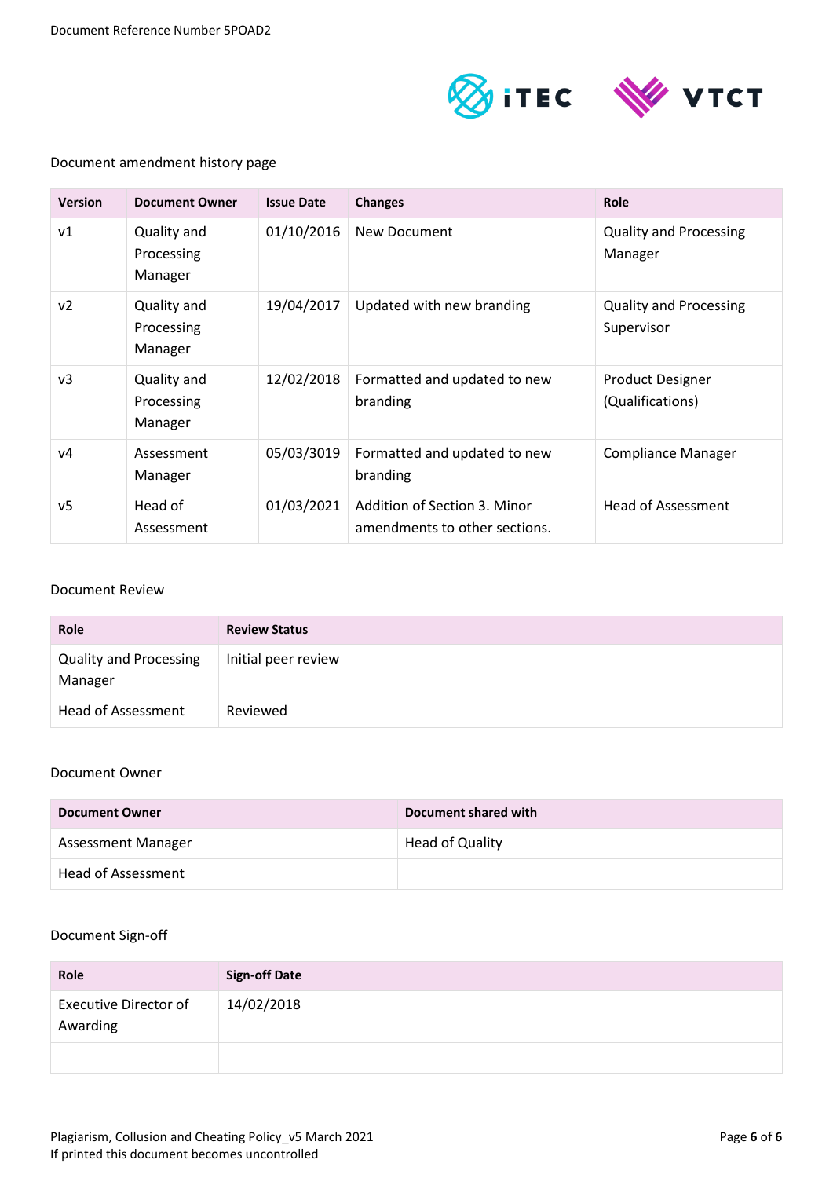Document amendment history page

| Version | Document Owner | Issue Date | Changes | Role |
|---|---|---|---|---|
| v1 | Quality and Processing Manager | 01/10/2016 | New Document | Quality and Processing Manager |
| v2 | Quality and Processing Manager | 19/04/2017 | Updated with new branding | Quality and Processing Supervisor |
| v3 | Quality and Processing Manager | 12/02/2018 | Formatted and updated to new branding | Product Designer (Qualifications) |
| v4 | Assessment Manager | 05/03/3019 | Formatted and updated to new branding | Compliance Manager |
| v5 | Head of Assessment | 01/03/2021 | Addition of Section 3. Minor amendments to other sections. | Head of Assessment |

Document Review

| Role | Review Status |
|---|---|
| Quality and Processing Manager | Initial peer review |
| Head of Assessment | Reviewed |

Document Owner

| Document Owner | Document shared with |
|---|---|
| Assessment Manager | Head of Quality |
| Head of Assessment | |

Document Sign-off

| Role | Sign-off Date |
|---|---|
| Executive Director of Awarding | 14/02/2018 |
| | |